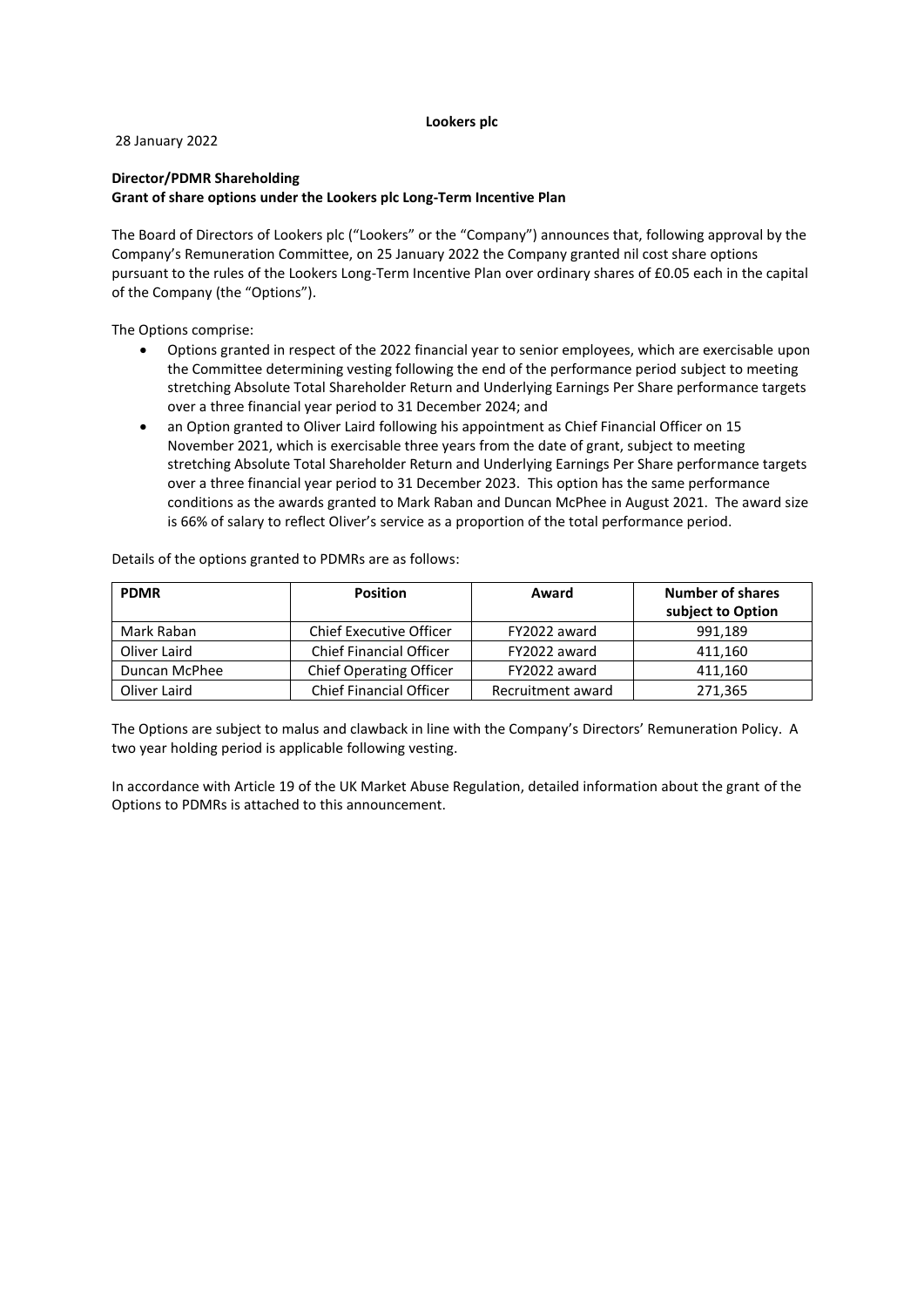**Lookers plc**

28 January 2022

**Director/PDMR Shareholding**
**Grant of share options under the Lookers plc Long-Term Incentive Plan**

The Board of Directors of Lookers plc ("Lookers" or the "Company") announces that, following approval by the Company's Remuneration Committee, on 25 January 2022 the Company granted nil cost share options pursuant to the rules of the Lookers Long-Term Incentive Plan over ordinary shares of £0.05 each in the capital of the Company (the "Options").

The Options comprise:

- Options granted in respect of the 2022 financial year to senior employees, which are exercisable upon the Committee determining vesting following the end of the performance period subject to meeting stretching Absolute Total Shareholder Return and Underlying Earnings Per Share performance targets over a three financial year period to 31 December 2024; and
- an Option granted to Oliver Laird following his appointment as Chief Financial Officer on 15 November 2021, which is exercisable three years from the date of grant, subject to meeting stretching Absolute Total Shareholder Return and Underlying Earnings Per Share performance targets over a three financial year period to 31 December 2023. This option has the same performance conditions as the awards granted to Mark Raban and Duncan McPhee in August 2021. The award size is 66% of salary to reflect Oliver's service as a proportion of the total performance period.

Details of the options granted to PDMRs are as follows:

| PDMR | Position | Award | Number of shares subject to Option |
|---|---|---|---|
| Mark Raban | Chief Executive Officer | FY2022 award | 991,189 |
| Oliver Laird | Chief Financial Officer | FY2022 award | 411,160 |
| Duncan McPhee | Chief Operating Officer | FY2022 award | 411,160 |
| Oliver Laird | Chief Financial Officer | Recruitment award | 271,365 |

The Options are subject to malus and clawback in line with the Company's Directors' Remuneration Policy. A two year holding period is applicable following vesting.

In accordance with Article 19 of the UK Market Abuse Regulation, detailed information about the grant of the Options to PDMRs is attached to this announcement.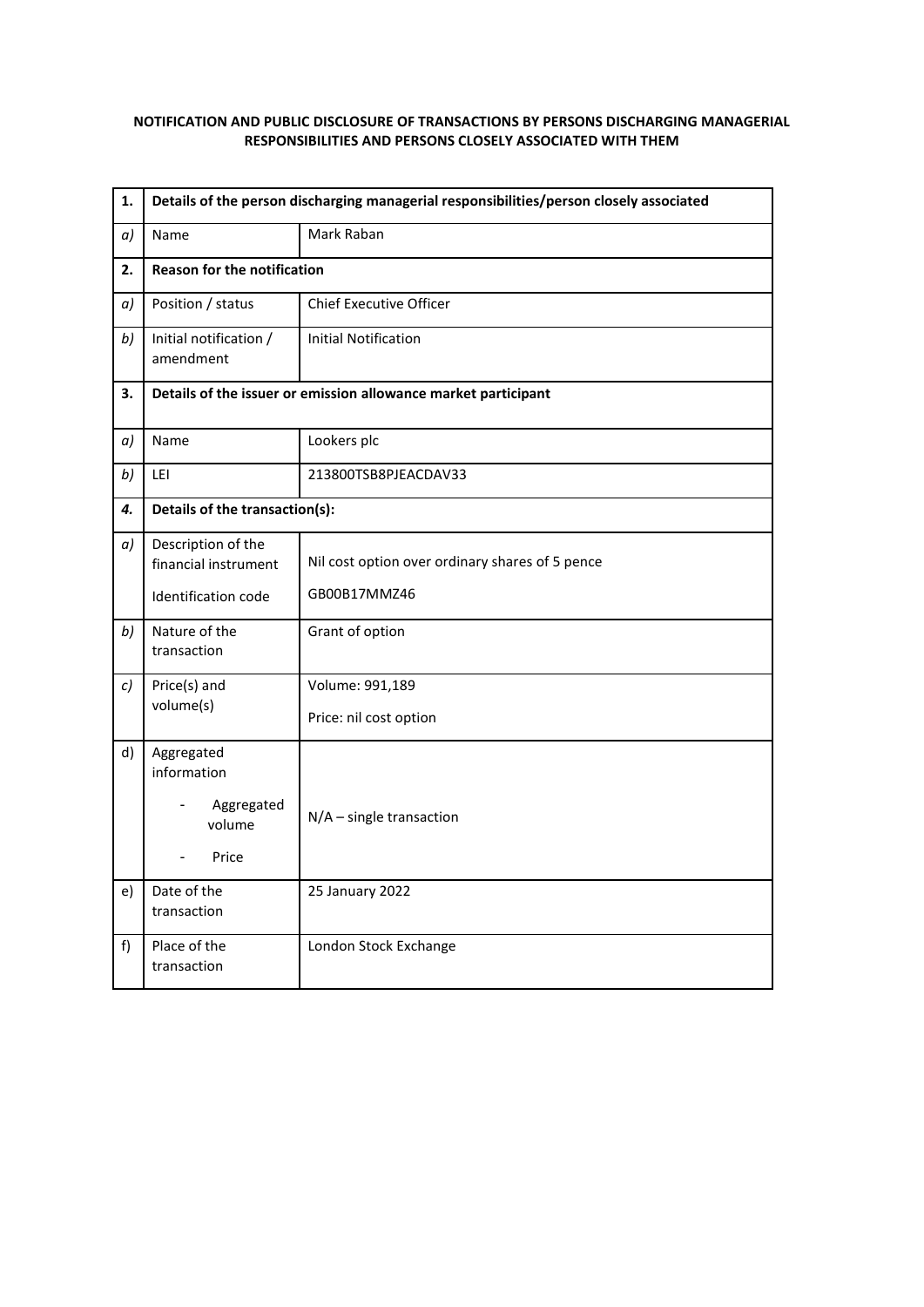**NOTIFICATION AND PUBLIC DISCLOSURE OF TRANSACTIONS BY PERSONS DISCHARGING MANAGERIAL RESPONSIBILITIES AND PERSONS CLOSELY ASSOCIATED WITH THEM**

| **1.** | **Details of the person discharging managerial responsibilities/person closely associated** | |
|---|---|---|
| *a)* | Name | Mark Raban |
| **2.** | **Reason for the notification** | |
| *a)* | Position / status | Chief Executive Officer |
| *b)* | Initial notification / amendment | Initial Notification |
| **3.** | **Details of the issuer or emission allowance market participant** | |
| *a)* | Name | Lookers plc |
| *b)* | LEI | 213800TSB8PJEACDAV33 |
| ***4.*** | **Details of the transaction(s):** | |
| *a)* | Description of the financial instrument<br>Identification code | Nil cost option over ordinary shares of 5 pence<br>GB00B17MMZ46 |
| *b)* | Nature of the transaction | Grant of option |
| *c)* | Price(s) and volume(s) | Volume: 991,189<br>Price: nil cost option |
| d) | Aggregated information<br>- Aggregated volume<br>- Price | N/A – single transaction |
| e) | Date of the transaction | 25 January 2022 |
| f) | Place of the transaction | London Stock Exchange |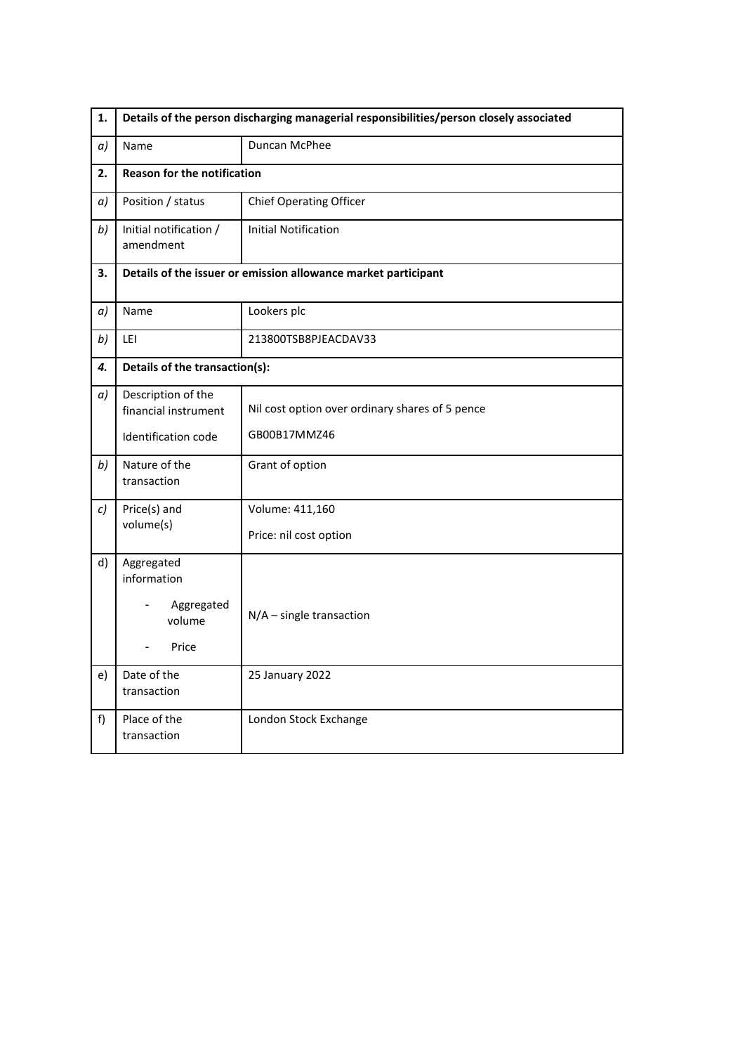| 1. | Details of the person discharging managerial responsibilities/person closely associated | |
|---|---|---|
| *a)* | Name | Duncan McPhee |
| **2.** | **Reason for the notification** | |
| *a)* | Position / status | Chief Operating Officer |
| *b)* | Initial notification / amendment | Initial Notification |
| **3.** | **Details of the issuer or emission allowance market participant** | |
| *a)* | Name | Lookers plc |
| *b)* | LEI | 213800TSB8PJEACDAV33 |
| ***4.*** | **Details of the transaction(s):** | |
| *a)* | Description of the financial instrument<br><br>Identification code | Nil cost option over ordinary shares of 5 pence<br><br>GB00B17MMZ46 |
| *b)* | Nature of the transaction | Grant of option |
| *c)* | Price(s) and volume(s) | Volume: 411,160<br><br>Price: nil cost option |
| d) | Aggregated information<br><br>- Aggregated volume<br><br>- Price | N/A – single transaction |
| e) | Date of the transaction | 25 January 2022 |
| f) | Place of the transaction | London Stock Exchange |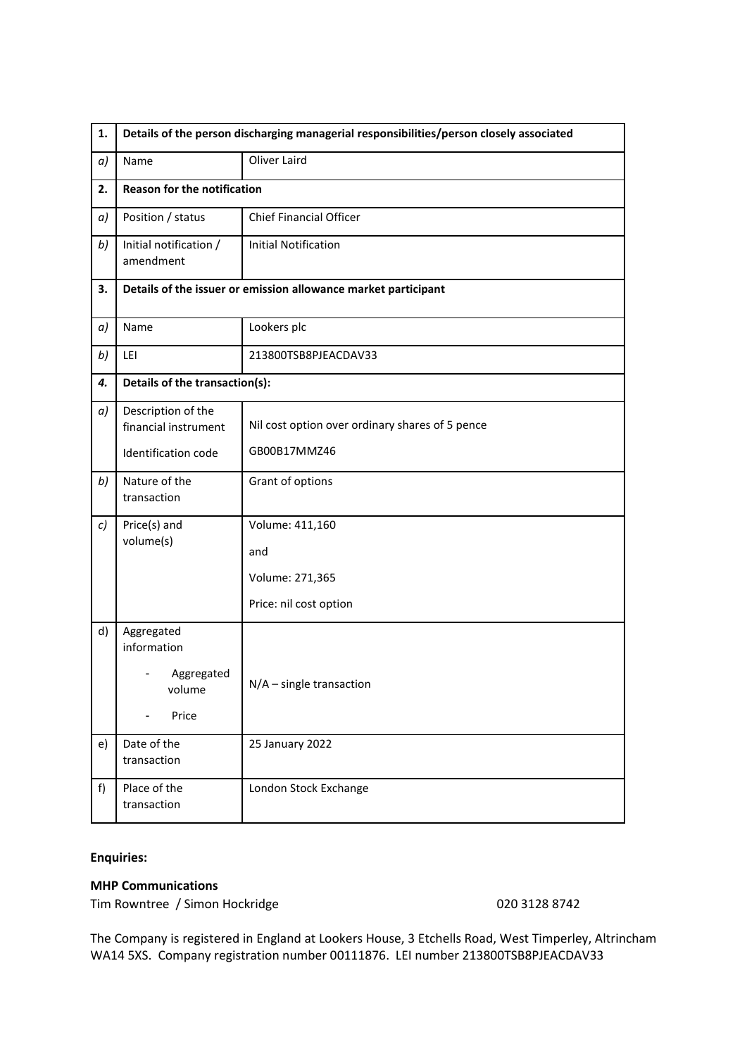| 1. | Details of the person discharging managerial responsibilities/person closely associated | |
|---|---|---|
| a) | Name | Oliver Laird |
| 2. | **Reason for the notification** | |
| a) | Position / status | Chief Financial Officer |
| b) | Initial notification / amendment | Initial Notification |
| 3. | **Details of the issuer or emission allowance market participant** | |
| a) | Name | Lookers plc |
| b) | LEI | 213800TSB8PJEACDAV33 |
| 4. | **Details of the transaction(s):** | |
| a) | Description of the financial instrument<br><br>Identification code | Nil cost option over ordinary shares of 5 pence<br><br>GB00B17MMZ46 |
| b) | Nature of the transaction | Grant of options |
| c) | Price(s) and volume(s) | Volume: 411,160<br><br>and<br><br>Volume: 271,365<br><br>Price: nil cost option |
| d) | Aggregated information<br>- Aggregated volume<br>- Price | N/A – single transaction |
| e) | Date of the transaction | 25 January 2022 |
| f) | Place of the transaction | London Stock Exchange |

**Enquiries:**

**MHP Communications**

Tim Rowntree / Simon Hockridge 020 3128 8742

The Company is registered in England at Lookers House, 3 Etchells Road, West Timperley, Altrincham WA14 5XS. Company registration number 00111876. LEI number 213800TSB8PJEACDAV33